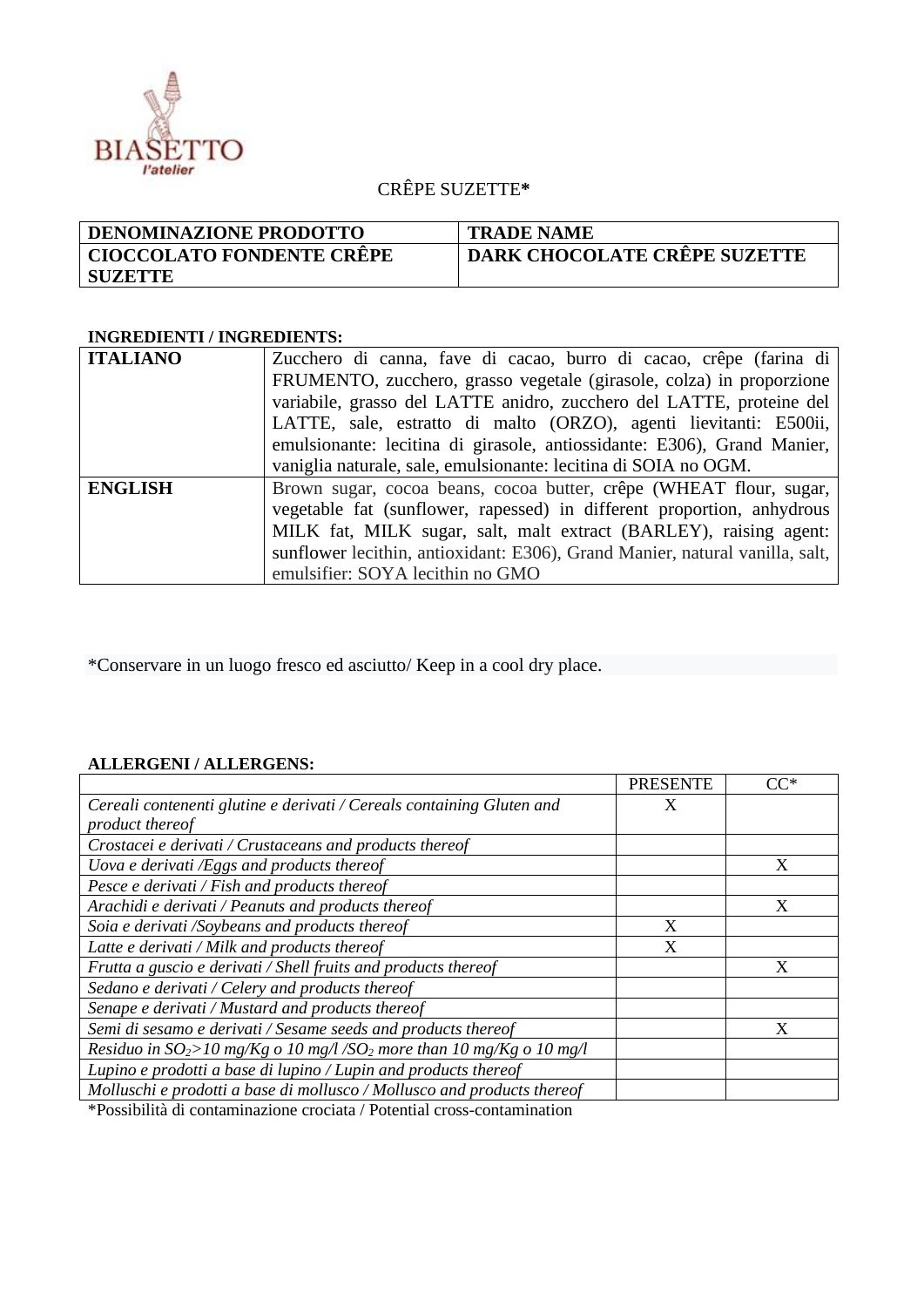BIASETTO l'atelier

# CRÊPE SUZETTE*

| DENOMINAZIONE PRODOTTO | TRADE NAME |
|---|---|
| **CIOCCOLATO FONDENTE CRÊPE SUZETTE** | **DARK CHOCOLATE CRÊPE SUZETTE** |

**INGREDIENTI / INGREDIENTS:**

| | |
|---|---|
| **ITALIANO** | Zucchero di canna, fave di cacao, burro di cacao, crêpe (farina di FRUMENTO, zucchero, grasso vegetale (girasole, colza) in proporzione variabile, grasso del LATTE anidro, zucchero del LATTE, proteine del LATTE, sale, estratto di malto (ORZO), agenti lievitanti: E500ii, emulsionante: lecitina di girasole, antiossidante: E306), Grand Manier, vaniglia naturale, sale, emulsionante: lecitina di SOIA no OGM. |
| **ENGLISH** | Brown sugar, cocoa beans, cocoa butter, crêpe (WHEAT flour, sugar, vegetable fat (sunflower, rapessed) in different proportion, anhydrous MILK fat, MILK sugar, salt, malt extract (BARLEY), raising agent: sunflower lecithin, antioxidant: E306), Grand Manier, natural vanilla, salt, emulsifier: SOYA lecithin no GMO |

*Conservare in un luogo fresco ed asciutto/ Keep in a cool dry place.

**ALLERGENI / ALLERGENS:**

| | PRESENTE | CC* |
|---|---|---|
| *Cereali contenenti glutine e derivati / Cereals containing Gluten and product thereof* | X | |
| *Crostacei e derivati / Crustaceans and products thereof* | | |
| *Uova e derivati /Eggs and products thereof* | | X |
| *Pesce e derivati / Fish and products thereof* | | |
| *Arachidi e derivati / Peanuts and products thereof* | | X |
| *Soia e derivati /Soybeans and products thereof* | X | |
| *Latte e derivati / Milk and products thereof* | X | |
| *Frutta a guscio e derivati / Shell fruits and products thereof* | | X |
| *Sedano e derivati / Celery and products thereof* | | |
| *Senape e derivati / Mustard and products thereof* | | |
| *Semi di sesamo e derivati / Sesame seeds and products thereof* | | X |
| *Residuo in $SO_2$>10 mg/Kg o 10 mg/l /$SO_2$ more than 10 mg/Kg o 10 mg/l* | | |
| *Lupino e prodotti a base di lupino / Lupin and products thereof* | | |
| *Molluschi e prodotti a base di mollusco / Mollusco and products thereof* | | |

*Possibilità di contaminazione crociata / Potential cross-contamination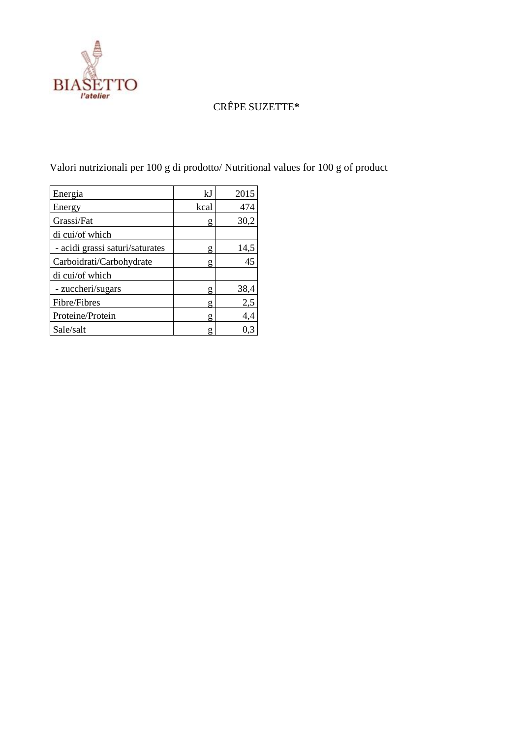BIASETTO

l'atelier

# CRÊPE SUZETTE*

Valori nutrizionali per 100 g di prodotto/ Nutritional values for 100 g of product

| | | |
|---|---|---|
| Energia | kJ | 2015 |
| Energy | kcal | 474 |
| Grassi/Fat | g | 30,2 |
| di cui/of which | | |
| - acidi grassi saturi/saturates | g | 14,5 |
| Carboidrati/Carbohydrate | g | 45 |
| di cui/of which | | |
| - zuccheri/sugars | g | 38,4 |
| Fibre/Fibres | g | 2,5 |
| Proteine/Protein | g | 4,4 |
| Sale/salt | g | 0,3 |